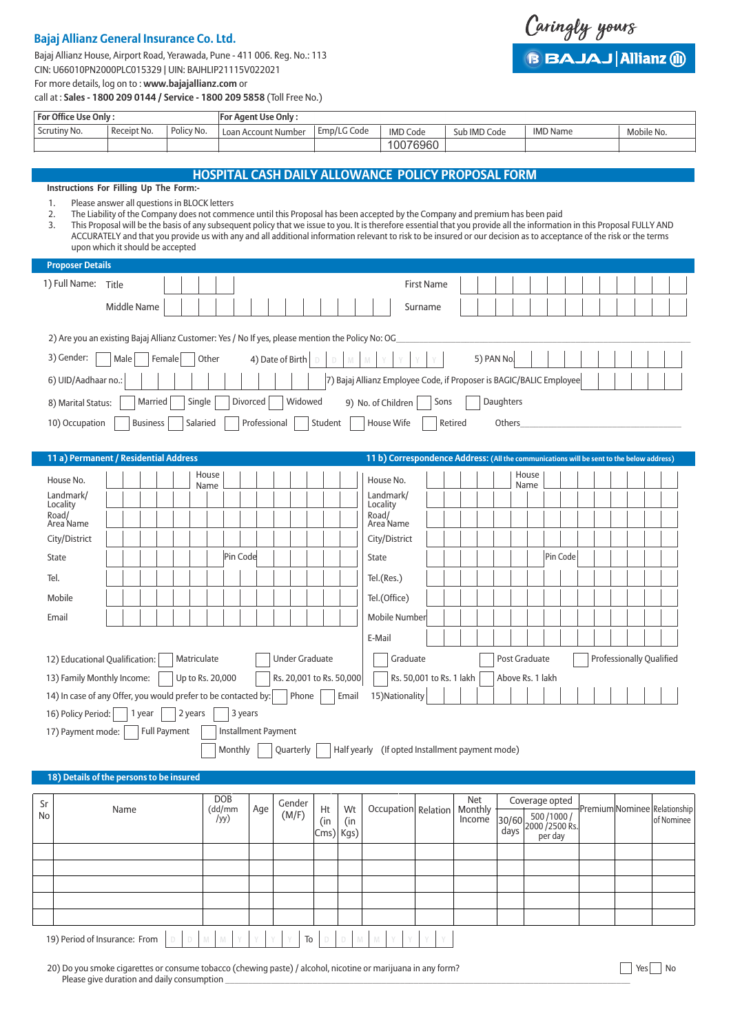**Bajaj Allianz General Insurance Co. Ltd.**

Bajaj Allianz House, Airport Road, Yerawada, Pune - 411 006. Reg. No.: 113
CIN: U66010PN2000PLC015329 | UIN: BAJHLIP21115V022021
For more details, log on to : **www.bajajallianz.com** or
call at : **Sales - 1800 209 0144 / Service - 1800 209 5858** (Toll Free No.)

Caringly yours
BAJAJ | Allianz

| For Office Use Only : | | | For Agent Use Only : | | | | | |
|---|---|---|---|---|---|---|---|---|
| Scrutiny No. | Receipt No. | Policy No. | Loan Account Number | Emp/LG Code | IMD Code | Sub IMD Code | IMD Name | Mobile No. |
| | | | | | 10076960 | | | |

## HOSPITAL CASH DAILY ALLOWANCE POLICY PROPOSAL FORM

**Instructions For Filling Up The Form:-**

1. Please answer all questions in BLOCK letters
2. The Liability of the Company does not commence until this Proposal has been accepted by the Company and premium has been paid
3. This Proposal will be the basis of any subsequent policy that we issue to you. It is therefore essential that you provide all the information in this Proposal FULLY AND ACCURATELY and that you provide us with any and all additional information relevant to risk to be insured or our decision as to acceptance of the risk or the terms upon which it should be accepted

### Proposer Details

1) Full Name: Title ____ First Name ____
Middle Name ____ Surname ____

2) Are you an existing Bajaj Allianz Customer: Yes / No If yes, please mention the Policy No: OG____

3) Gender: ☐ Male ☐ Female ☐ Other  4) Date of Birth D D M M Y Y Y Y  5) PAN No. ____

6) UID/Aadhaar no.: ____  7) Bajaj Allianz Employee Code, if Proposer is BAGIC/BALIC Employee ____

8) Marital Status: ☐ Married ☐ Single ☐ Divorced ☐ Widowed  9) No. of Children ☐ Sons ☐ Daughters

10) Occupation ☐ Business ☐ Salaried ☐ Professional ☐ Student ☐ House Wife ☐ Retired  Others____

| 11 a) Permanent / Residential Address | | 11 b) Correspondence Address: (All the communications will be sent to the below address) | |
|---|---|---|---|
| House No. | House Name | House No. | House Name |
| Landmark/ Locality | | Landmark/ Locality | |
| Road/ Area Name | | Road/ Area Name | |
| City/District | | City/District | |
| State | Pin Code | State | Pin Code |
| Tel. | | Tel.(Res.) | |
| Mobile | | Tel.(Office) | |
| Email | | Mobile Number | |
| | | E-Mail | |

12) Educational Qualification: ☐ Matriculate ☐ Under Graduate ☐ Graduate ☐ Post Graduate ☐ Professionally Qualified

13) Family Monthly Income: ☐ Up to Rs. 20,000 ☐ Rs. 20,001 to Rs. 50,000 ☐ Rs. 50,001 to Rs. 1 lakh ☐ Above Rs. 1 lakh

14) In case of any Offer, you would prefer to be contacted by: ☐ Phone ☐ Email  15) Nationality ____

16) Policy Period: ☐ 1 year ☐ 2 years ☐ 3 years

17) Payment mode: ☐ Full Payment ☐ Installment Payment
☐ Monthly ☐ Quarterly ☐ Half yearly (If opted Installment payment mode)

### 18) Details of the persons to be insured

| Sr No | Name | DOB (dd/mm /yy) | Age | Gender (M/F) | Ht (in Cms) | Wt (in Kgs) | Occupation | Relation | Net Monthly Income | Coverage opted | | Premium | Nominee | Relationship of Nominee |
|---|---|---|---|---|---|---|---|---|---|---|---|---|---|---|
| | | | | | | | | | | 30/60 days | 500 /1000 / 2000 /2500 Rs. per day | | | |
| | | | | | | | | | | | | | | |
| | | | | | | | | | | | | | | |
| | | | | | | | | | | | | | | |
| | | | | | | | | | | | | | | |
| | | | | | | | | | | | | | | |

19) Period of Insurance: From D D M M Y Y Y Y To D D M M Y Y Y Y

20) Do you smoke cigarettes or consume tobacco (chewing paste) / alcohol, nicotine or marijuana in any form? ☐ Yes ☐ No
Please give duration and daily consumption ____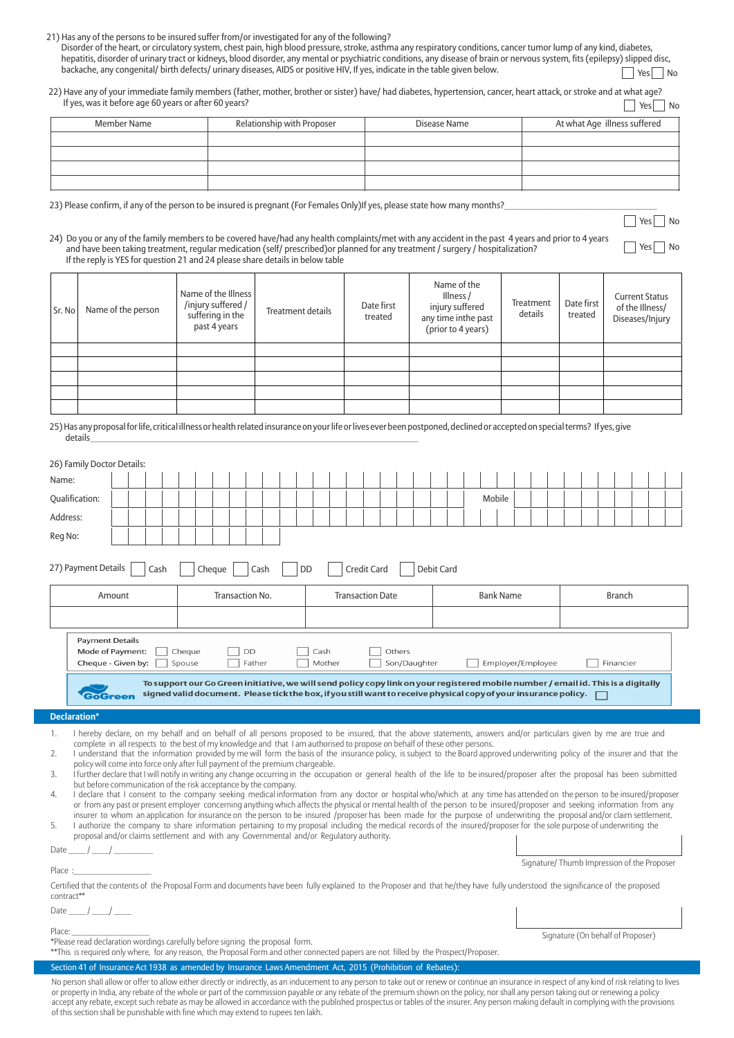21) Has any of the persons to be insured suffer from/or investigated for any of the following?
Disorder of the heart, or circulatory system, chest pain, high blood pressure, stroke, asthma any respiratory conditions, cancer tumor lump of any kind, diabetes, hepatitis, disorder of urinary tract or kidneys, blood disorder, any mental or psychiatric conditions, any disease of brain or nervous system, fits (epilepsy) slipped disc, backache, any congenital/ birth defects/ urinary diseases, AIDS or positive HIV, If yes, indicate in the table given below. ☐ Yes ☐ No

22) Have any of your immediate family members (father, mother, brother or sister) have/ had diabetes, hypertension, cancer, heart attack, or stroke and at what age? If yes, was it before age 60 years or after 60 years? ☐ Yes ☐ No

| Member Name | Relationship with Proposer | Disease Name | At what Age illness suffered |
|---|---|---|---|
| | | | |
| | | | |
| | | | |
| | | | |

23) Please confirm, if any of the person to be insured is pregnant (For Females Only)If yes, please state how many months?\_\_\_\_\_\_\_\_\_\_\_\_\_\_\_\_\_\_\_\_ ☐ Yes ☐ No

24) Do you or any of the family members to be covered have/had any health complaints/met with any accident in the past 4 years and prior to 4 years and have been taking treatment, regular medication (self/ prescribed)or planned for any treatment / surgery / hospitalization? ☐ Yes ☐ No
If the reply is YES for question 21 and 24 please share details in below table

| Sr. No | Name of the person | Name of the Illness /injury suffered / suffering in the past 4 years | Treatment details | Date first treated | Name of the Illness / injury suffered any time inthe past (prior to 4 years) | Treatment details | Date first treated | Current Status of the Illness/ Diseases/Injury |
|---|---|---|---|---|---|---|---|---|
| | | | | | | | | |
| | | | | | | | | |
| | | | | | | | | |
| | | | | | | | | |
| | | | | | | | | |

25) Has any proposal for life, critical illness or health related insurance on your life or lives ever been postponed, declined or accepted on special terms? If yes, give details\_\_\_\_\_\_\_\_\_\_\_\_\_\_\_\_\_\_\_\_\_\_\_\_\_\_\_\_\_\_\_\_\_\_\_\_\_\_\_\_\_\_

26) Family Doctor Details:

Name:

Qualification: Mobile

Address:

Reg No:

27) Payment Details ☐ Cash ☐ Cheque ☐ Cash ☐ DD ☐ Credit Card ☐ Debit Card

| Amount | Transaction No. | Transaction Date | Bank Name | Branch |
|---|---|---|---|---|
| | | | | |

**Payment Details**
**Mode of Payment:** ☐ Cheque ☐ DD ☐ Cash ☐ Others
**Cheque - Given by:** ☐ Spouse ☐ Father ☐ Mother ☐ Son/Daughter ☐ Employer/Employee ☐ Financier

GoGreen **To support our Go Green initiative, we will send policy copy link on your registered mobile number / email id. This is a digitally signed valid document. Please tick the box, if you still want to receive physical copy of your insurance policy.** ☐

## Declaration*

1. I hereby declare, on my behalf and on behalf of all persons proposed to be insured, that the above statements, answers and/or particulars given by me are true and complete in all respects to the best of my knowledge and that I am authorised to propose on behalf of these other persons.
2. I understand that the information provided by me will form the basis of the insurance policy, is subject to the Board approved underwriting policy of the insurer and that the policy will come into force only after full payment of the premium chargeable.
3. I further declare that I will notify in writing any change occurring in the occupation or general health of the life to be insured/proposer after the proposal has been submitted but before communication of the risk acceptance by the company.
4. I declare that I consent to the company seeking medical information from any doctor or hospital who/which at any time has attended on the person to be insured/proposer or from any past or present employer concerning anything which affects the physical or mental health of the person to be insured/proposer and seeking information from any insurer to whom an application for insurance on the person to be insured /proposer has been made for the purpose of underwriting the proposal and/or claim settlement.
5. I authorize the company to share information pertaining to my proposal including the medical records of the insured/proposer for the sole purpose of underwriting the proposal and/or claims settlement and with any Governmental and/or Regulatory authority.

Date \_\_\_\_/ \_\_\_\_/ \_\_\_\_\_\_\_\_

Place :\_\_\_\_\_\_\_\_\_\_\_\_\_\_\_\_\_\_

Signature/ Thumb Impression of the Proposer

Certified that the contents of the Proposal Form and documents have been fully explained to the Proposer and that he/they have fully understood the significance of the proposed contract**

Date \_\_\_\_/ \_\_\_\_/ \_\_\_\_

Place:\_\_\_\_\_\_\_\_\_\_\_\_\_\_\_\_\_\_

Signature (On behalf of Proposer)

*Please read declaration wordings carefully before signing the proposal form.
**This is required only where, for any reason, the Proposal Form and other connected papers are not filled by the Prospect/Proposer.

## Section 41 of Insurance Act 1938 as amended by Insurance Laws Amendment Act, 2015 (Prohibition of Rebates):

No person shall allow or offer to allow either directly or indirectly, as an inducement to any person to take out or renew or continue an insurance in respect of any kind of risk relating to lives or property in India, any rebate of the whole or part of the commission payable or any rebate of the premium shown on the policy, nor shall any person taking out or renewing a policy accept any rebate, except such rebate as may be allowed in accordance with the published prospectus or tables of the insurer. Any person making default in complying with the provisions of this section shall be punishable with fine which may extend to rupees ten lakh.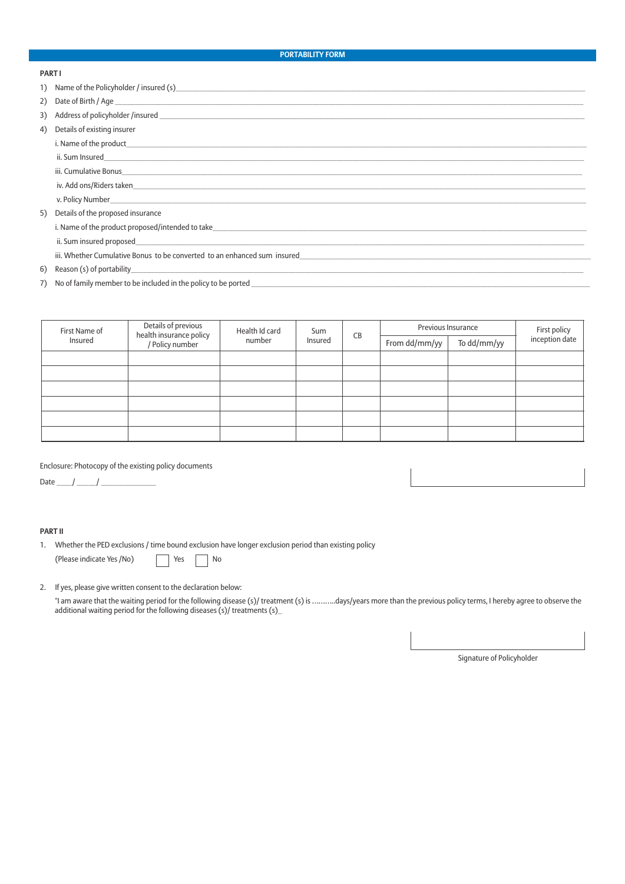## PORTABILITY FORM

**PART I**

1) Name of the Policyholder / insured (s)\_\_\_\_\_\_\_\_\_\_\_\_\_\_\_\_\_\_\_\_\_\_\_\_\_\_\_\_\_\_

2) Date of Birth / Age \_\_\_\_\_\_\_\_\_\_\_\_\_\_\_\_\_\_\_\_\_\_\_\_\_\_\_\_\_\_

3) Address of policyholder /insured \_\_\_\_\_\_\_\_\_\_\_\_\_\_\_\_\_\_\_\_\_\_\_\_\_\_\_\_\_\_

4) Details of existing insurer

   i. Name of the product\_\_\_\_\_\_\_\_\_\_\_\_\_\_\_\_\_\_\_\_\_\_\_\_\_\_\_\_\_\_

   ii. Sum Insured\_\_\_\_\_\_\_\_\_\_\_\_\_\_\_\_\_\_\_\_\_\_\_\_\_\_\_\_\_\_

   iii. Cumulative Bonus\_\_\_\_\_\_\_\_\_\_\_\_\_\_\_\_\_\_\_\_\_\_\_\_\_\_\_\_\_\_

   iv. Add ons/Riders taken\_\_\_\_\_\_\_\_\_\_\_\_\_\_\_\_\_\_\_\_\_\_\_\_\_\_\_\_\_\_

   v. Policy Number\_\_\_\_\_\_\_\_\_\_\_\_\_\_\_\_\_\_\_\_\_\_\_\_\_\_\_\_\_\_

5) Details of the proposed insurance

   i. Name of the product proposed/intended to take\_\_\_\_\_\_\_\_\_\_\_\_\_\_\_\_\_\_\_\_\_\_\_\_\_\_\_\_\_\_

   ii. Sum insured proposed\_\_\_\_\_\_\_\_\_\_\_\_\_\_\_\_\_\_\_\_\_\_\_\_\_\_\_\_\_\_

   iii. Whether Cumulative Bonus to be converted to an enhanced sum insured\_\_\_\_\_\_\_\_\_\_\_\_\_\_\_\_\_\_\_\_\_\_\_\_\_\_\_\_\_\_

6) Reason (s) of portability\_\_\_\_\_\_\_\_\_\_\_\_\_\_\_\_\_\_\_\_\_\_\_\_\_\_\_\_\_\_

7) No of family member to be included in the policy to be ported \_\_\_\_\_\_\_\_\_\_\_\_\_\_\_\_\_\_\_\_\_\_\_\_\_\_\_\_\_\_

| First Name of Insured | Details of previous health insurance policy / Policy number | Health Id card number | Sum Insured | CB | Previous Insurance | | First policy inception date |
|---|---|---|---|---|---|---|---|
| | | | | | From dd/mm/yy | To dd/mm/yy | |
| | | | | | | | |
| | | | | | | | |
| | | | | | | | |
| | | | | | | | |
| | | | | | | | |
| | | | | | | | |

Enclosure: Photocopy of the existing policy documents

Date \_\_\_\_/ \_\_\_\_\_/ \_\_\_\_\_\_\_\_\_\_\_\_\_\_

**PART II**

1. Whether the PED exclusions / time bound exclusion have longer exclusion period than existing policy

   (Please indicate Yes /No)  ☐ Yes  ☐ No

2. If yes, please give written consent to the declaration below:

   "I am aware that the waiting period for the following disease (s)/ treatment (s) is ...........days/years more than the previous policy terms, I hereby agree to observe the additional waiting period for the following diseases (s)/ treatments (s)\_

Signature of Policyholder